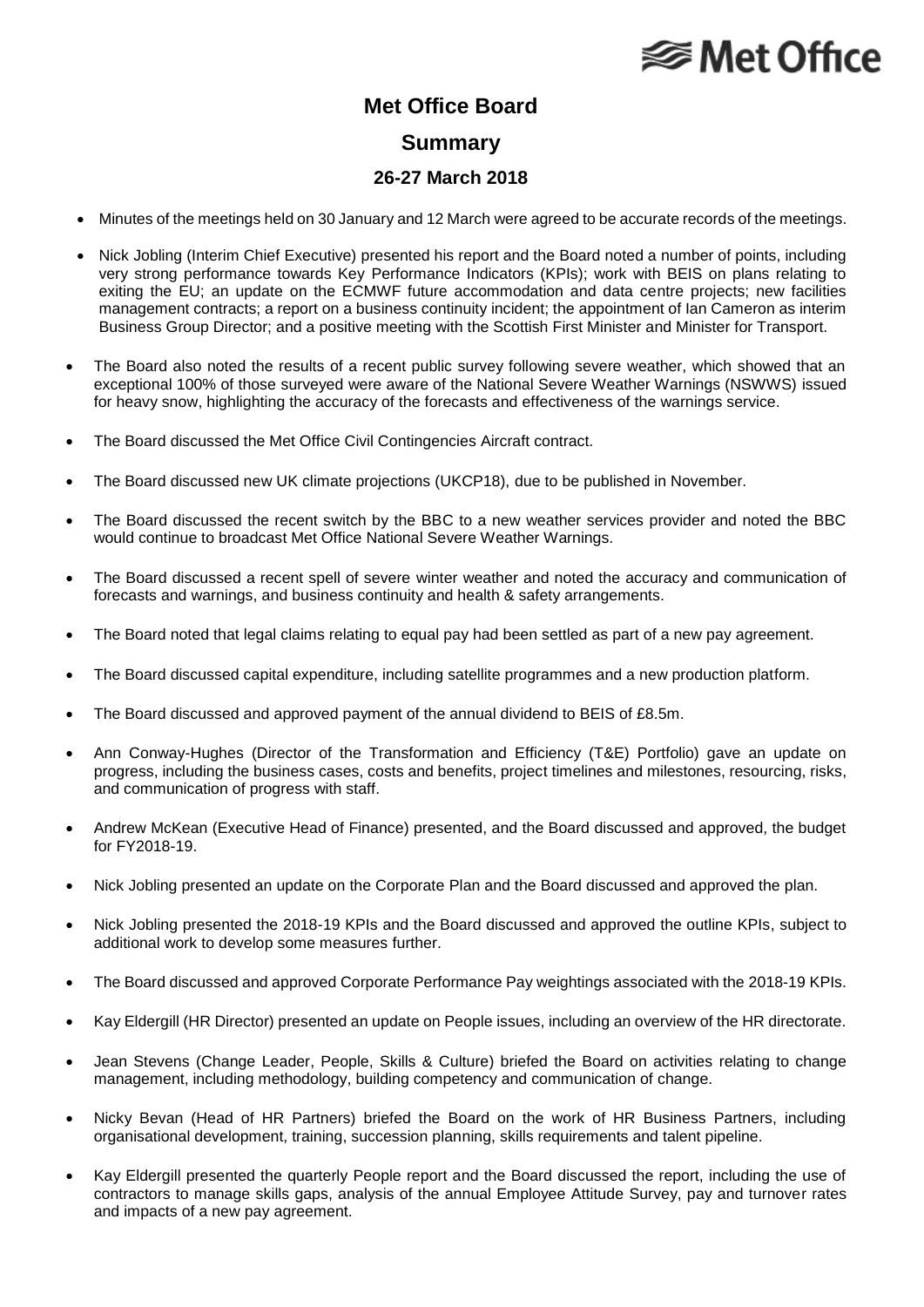# Met Office Board

## Summary

### 26-27 March 2018

- Minutes of the meetings held on 30 January and 12 March were agreed to be accurate records of the meetings.
- Nick Jobling (Interim Chief Executive) presented his report and the Board noted a number of points, including very strong performance towards Key Performance Indicators (KPIs); work with BEIS on plans relating to exiting the EU; an update on the ECMWF future accommodation and data centre projects; new facilities management contracts; a report on a business continuity incident; the appointment of Ian Cameron as interim Business Group Director; and a positive meeting with the Scottish First Minister and Minister for Transport.
- The Board also noted the results of a recent public survey following severe weather, which showed that an exceptional 100% of those surveyed were aware of the National Severe Weather Warnings (NSWWS) issued for heavy snow, highlighting the accuracy of the forecasts and effectiveness of the warnings service.
- The Board discussed the Met Office Civil Contingencies Aircraft contract.
- The Board discussed new UK climate projections (UKCP18), due to be published in November.
- The Board discussed the recent switch by the BBC to a new weather services provider and noted the BBC would continue to broadcast Met Office National Severe Weather Warnings.
- The Board discussed a recent spell of severe winter weather and noted the accuracy and communication of forecasts and warnings, and business continuity and health & safety arrangements.
- The Board noted that legal claims relating to equal pay had been settled as part of a new pay agreement.
- The Board discussed capital expenditure, including satellite programmes and a new production platform.
- The Board discussed and approved payment of the annual dividend to BEIS of £8.5m.
- Ann Conway-Hughes (Director of the Transformation and Efficiency (T&E) Portfolio) gave an update on progress, including the business cases, costs and benefits, project timelines and milestones, resourcing, risks, and communication of progress with staff.
- Andrew McKean (Executive Head of Finance) presented, and the Board discussed and approved, the budget for FY2018-19.
- Nick Jobling presented an update on the Corporate Plan and the Board discussed and approved the plan.
- Nick Jobling presented the 2018-19 KPIs and the Board discussed and approved the outline KPIs, subject to additional work to develop some measures further.
- The Board discussed and approved Corporate Performance Pay weightings associated with the 2018-19 KPIs.
- Kay Eldergill (HR Director) presented an update on People issues, including an overview of the HR directorate.
- Jean Stevens (Change Leader, People, Skills & Culture) briefed the Board on activities relating to change management, including methodology, building competency and communication of change.
- Nicky Bevan (Head of HR Partners) briefed the Board on the work of HR Business Partners, including organisational development, training, succession planning, skills requirements and talent pipeline.
- Kay Eldergill presented the quarterly People report and the Board discussed the report, including the use of contractors to manage skills gaps, analysis of the annual Employee Attitude Survey, pay and turnover rates and impacts of a new pay agreement.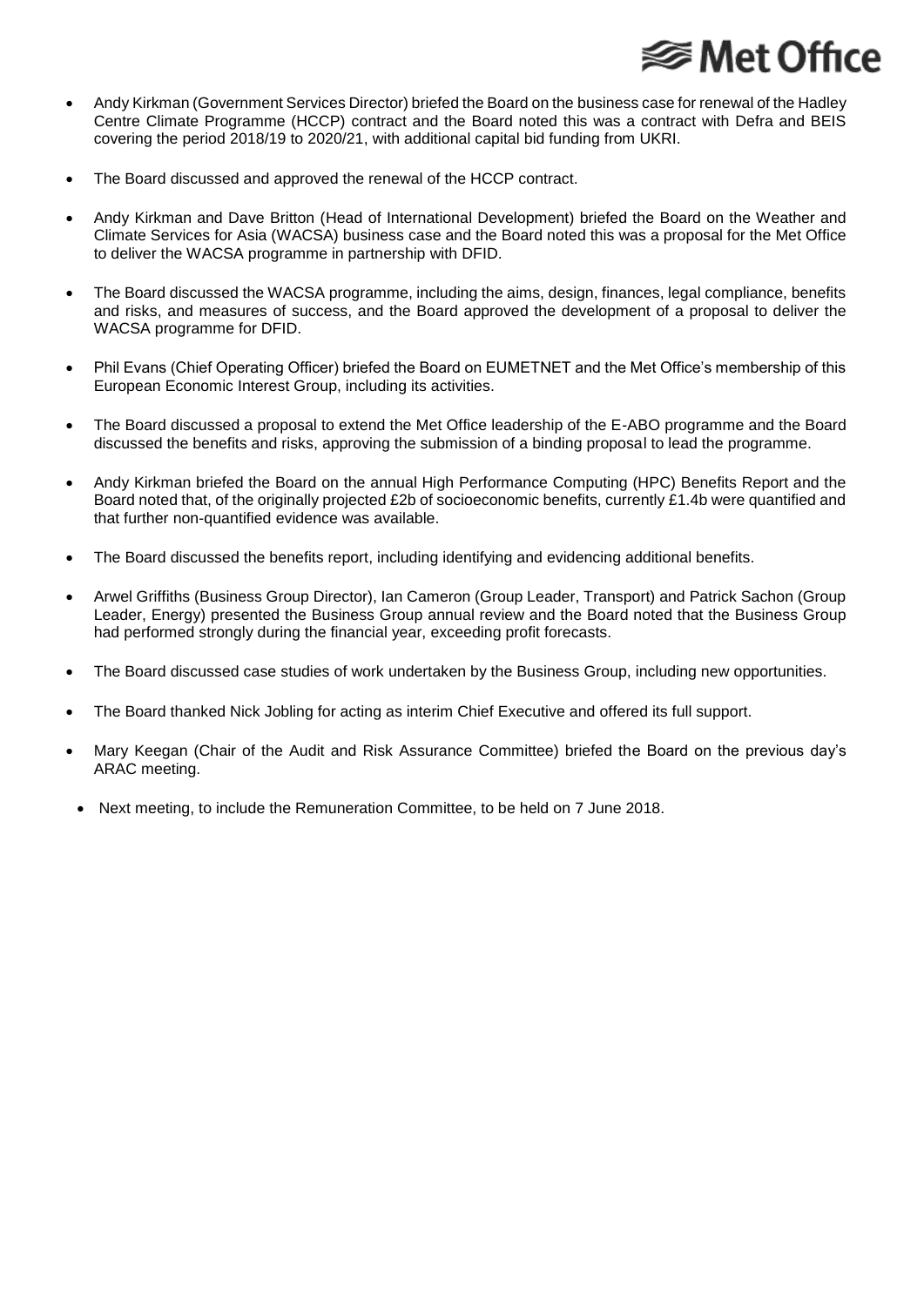- Andy Kirkman (Government Services Director) briefed the Board on the business case for renewal of the Hadley Centre Climate Programme (HCCP) contract and the Board noted this was a contract with Defra and BEIS covering the period 2018/19 to 2020/21, with additional capital bid funding from UKRI.

- The Board discussed and approved the renewal of the HCCP contract.

- Andy Kirkman and Dave Britton (Head of International Development) briefed the Board on the Weather and Climate Services for Asia (WACSA) business case and the Board noted this was a proposal for the Met Office to deliver the WACSA programme in partnership with DFID.

- The Board discussed the WACSA programme, including the aims, design, finances, legal compliance, benefits and risks, and measures of success, and the Board approved the development of a proposal to deliver the WACSA programme for DFID.

- Phil Evans (Chief Operating Officer) briefed the Board on EUMETNET and the Met Office's membership of this European Economic Interest Group, including its activities.

- The Board discussed a proposal to extend the Met Office leadership of the E-ABO programme and the Board discussed the benefits and risks, approving the submission of a binding proposal to lead the programme.

- Andy Kirkman briefed the Board on the annual High Performance Computing (HPC) Benefits Report and the Board noted that, of the originally projected £2b of socioeconomic benefits, currently £1.4b were quantified and that further non-quantified evidence was available.

- The Board discussed the benefits report, including identifying and evidencing additional benefits.

- Arwel Griffiths (Business Group Director), Ian Cameron (Group Leader, Transport) and Patrick Sachon (Group Leader, Energy) presented the Business Group annual review and the Board noted that the Business Group had performed strongly during the financial year, exceeding profit forecasts.

- The Board discussed case studies of work undertaken by the Business Group, including new opportunities.

- The Board thanked Nick Jobling for acting as interim Chief Executive and offered its full support.

- Mary Keegan (Chair of the Audit and Risk Assurance Committee) briefed the Board on the previous day's ARAC meeting.

- Next meeting, to include the Remuneration Committee, to be held on 7 June 2018.